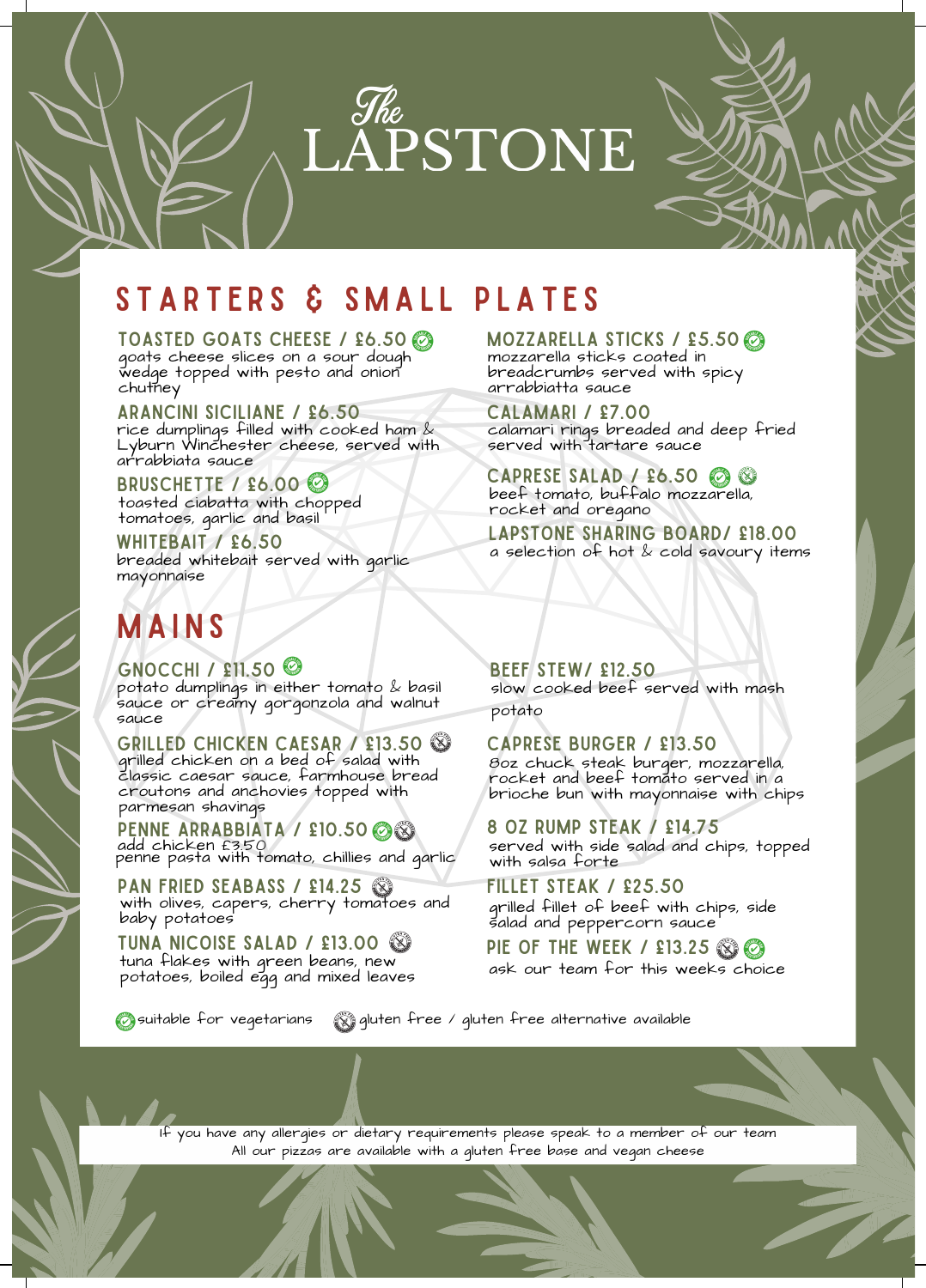# The LAPSTONE

## STARTERS & SMALL PLATES

### TOASTED GOATS CHEESE / £6.50 (V)
goats cheese slices on a sour dough wedge topped with pesto and onion chutney

### ARANCINI SICILIANE / £6.50
rice dumplings filled with cooked ham & Lyburn Winchester cheese, served with arrabbiata sauce

### BRUSCHETTE / £6.00 (V)
toasted ciabatta with chopped tomatoes, garlic and basil

### WHITEBAIT / £6.50
breaded whitebait served with garlic mayonnaise

### MOZZARELLA STICKS / £5.50 (V)
mozzarella sticks coated in breadcrumbs served with spicy arrabbiatta sauce

### CALAMARI / £7.00
calamari rings breaded and deep fried served with tartare sauce

### CAPRESE SALAD / £6.50 (V) (GF)
beef tomato, buffalo mozzarella, rocket and oregano

### LAPSTONE SHARING BOARD/ £18.00
a selection of hot & cold savoury items

## MAINS

### GNOCCHI / £11.50 (V)
potato dumplings in either tomato & basil sauce or creamy gorgonzola and walnut sauce

### GRILLED CHICKEN CAESAR / £13.50 (GF)
grilled chicken on a bed of salad with classic caesar sauce, farmhouse bread croutons and anchovies topped with parmesan shavings

### PENNE ARRABBIATA / £10.50 (V) (GF)
add chicken £3.50
penne pasta with tomato, chillies and garlic

### PAN FRIED SEABASS / £14.25 (GF)
with olives, capers, cherry tomatoes and baby potatoes

### TUNA NICOISE SALAD / £13.00 (GF)
tuna flakes with green beans, new potatoes, boiled egg and mixed leaves

### BEEF STEW/ £12.50
slow cooked beef served with mash potato

### CAPRESE BURGER / £13.50
8oz chuck steak burger, mozzarella, rocket and beef tomato served in a brioche bun with mayonnaise with chips

### 8 OZ RUMP STEAK / £14.75
served with side salad and chips, topped with salsa forte

### FILLET STEAK / £25.50
grilled fillet of beef with chips, side salad and peppercorn sauce

### PIE OF THE WEEK / £13.25 (GF) (V)
ask our team for this weeks choice

(V) suitable for vegetarians (GF) gluten free / gluten free alternative available

If you have any allergies or dietary requirements please speak to a member of our team
All our pizzas are available with a gluten free base and vegan cheese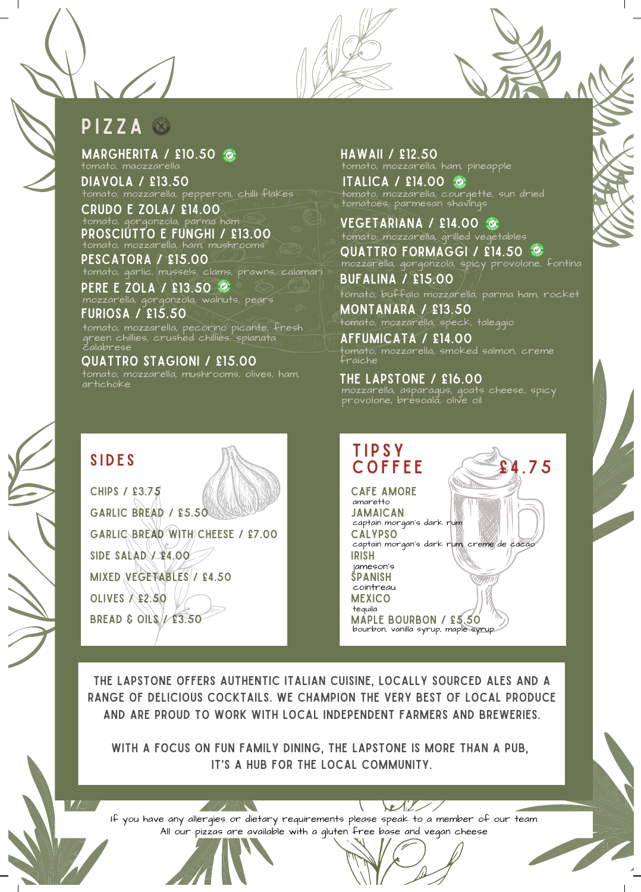# PIZZA

**MARGHERITA / £10.50**
tomato, maozzarella

**DIAVOLA / £13.50**
tomato, mozzarella, pepperoni, chilli flakes

**CRUDO E ZOLA/ £14.00**
tomato, gorgonzola, parma ham

**PROSCIUTTO E FUNGHI / £13.00**
tomato, mozzarella, ham, mushrooms

**PESCATORA / £15.00**
tomato, garlic, mussels, clams, prawns, calamari

**PERE E ZOLA / £13.50**
mozzarella, gorgonzola, walnuts, pears

**FURIOSA / £15.50**
tomato, mozzarella, pecorino picante, fresh green chillies, crushed chillies, spianata calabrese

**QUATTRO STAGIONI / £15.00**
tomato, mozzarella, mushrooms, olives, ham, artichoke

**HAWAII / £12.50**
tomato, mozzarella, ham, pineapple

**ITALICA / £14.00**
tomato, mozzarella, courgette, sun dried tomatoes, parmesan shavings

**VEGETARIANA / £14.00**
tomato, mozzarella, grilled vegetables

**QUATTRO FORMAGGI / £14.50**
mozzarella, gorgonzola, spicy provolone, fontina

**BUFALINA / £15.00**
tomato, buffalo mozzarella, parma ham, rocket

**MONTANARA / £13.50**
tomato, mozzarella, speck, taleggio

**AFFUMICATA / £14.00**
tomato, mozzarella, smoked salmon, creme fraiche

**THE LAPSTONE / £16.00**
mozzarella, asparagus, goats cheese, spicy provolone, bresoala, olive oil

## SIDES

- CHIPS / £3.75
- GARLIC BREAD / £5.50
- GARLIC BREAD WITH CHEESE / £7.00
- SIDE SALAD / £4.00
- MIXED VEGETABLES / £4.50
- OLIVES / £2.50
- BREAD & OILS / £3.50

## TIPSY COFFEE £4.75

**CAFE AMORE**
amaretto

**JAMAICAN**
captain morgan's dark rum

**CALYPSO**
captain morgan's dark rum, creme de cacao

**IRISH**
jameson's

**SPANISH**
cointreau

**MEXICO**
tequila

**MAPLE BOURBON / £5.50**
bourbon, vanilla syrup, maple syrup

THE LAPSTONE OFFERS AUTHENTIC ITALIAN CUISINE, LOCALLY SOURCED ALES AND A RANGE OF DELICIOUS COCKTAILS. WE CHAMPION THE VERY BEST OF LOCAL PRODUCE AND ARE PROUD TO WORK WITH LOCAL INDEPENDENT FARMERS AND BREWERIES.

WITH A FOCUS ON FUN FAMILY DINING, THE LAPSTONE IS MORE THAN A PUB, IT'S A HUB FOR THE LOCAL COMMUNITY.

If you have any allergies or dietary requirements please speak to a member of our team
All our pizzas are available with a gluten free base and vegan cheese